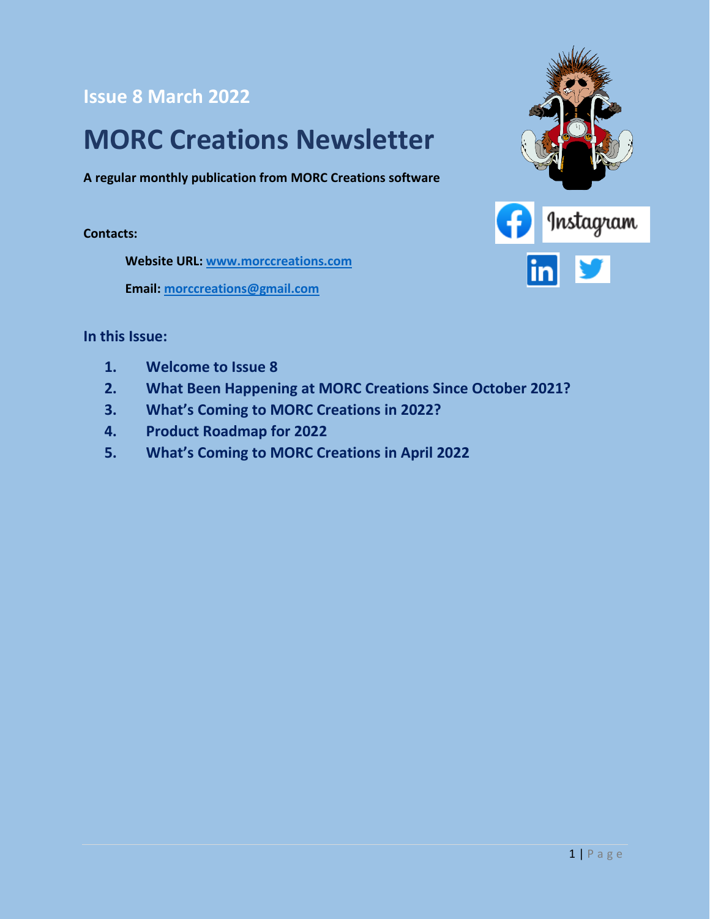Issue 8 March 2022

# MORC Creations Newsletter

**A regular monthly publication from MORC Creations software**

**Contacts:**

**Website URL:** [www.morccreations.com](http://www.morccreations.com)

**Email:** [morccreations@gmail.com](mailto:morccreations@gmail.com)

## In this Issue:

1. **Welcome to Issue 8**
2. **What Been Happening at MORC Creations Since October 2021?**
3. **What's Coming to MORC Creations in 2022?**
4. **Product Roadmap for 2022**
5. **What's Coming to MORC Creations in April 2022**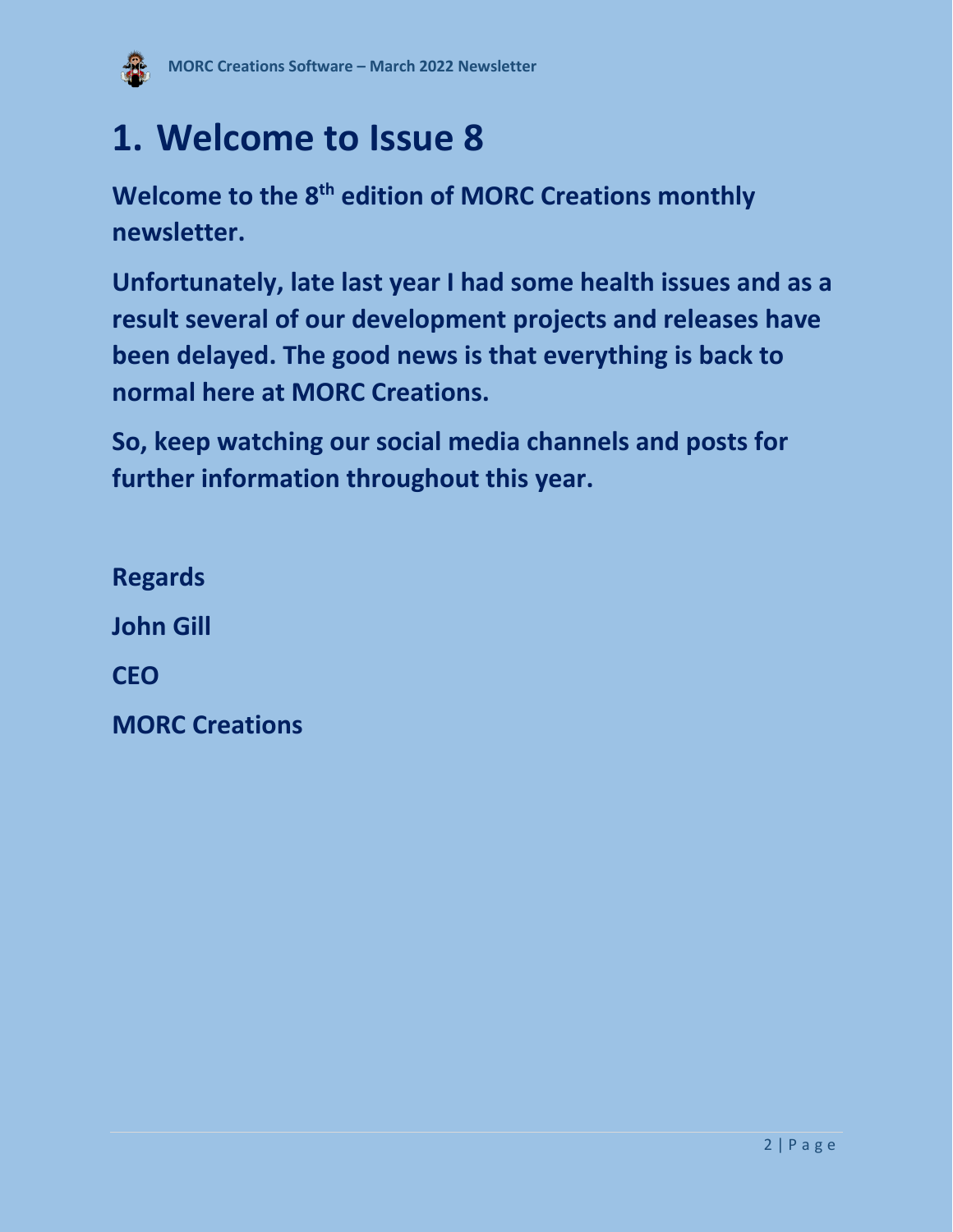# 1. Welcome to Issue 8

**Welcome to the 8th edition of MORC Creations monthly newsletter.**

**Unfortunately, late last year I had some health issues and as a result several of our development projects and releases have been delayed. The good news is that everything is back to normal here at MORC Creations.**

**So, keep watching our social media channels and posts for further information throughout this year.**

**Regards**

**John Gill**

**CEO**

**MORC Creations**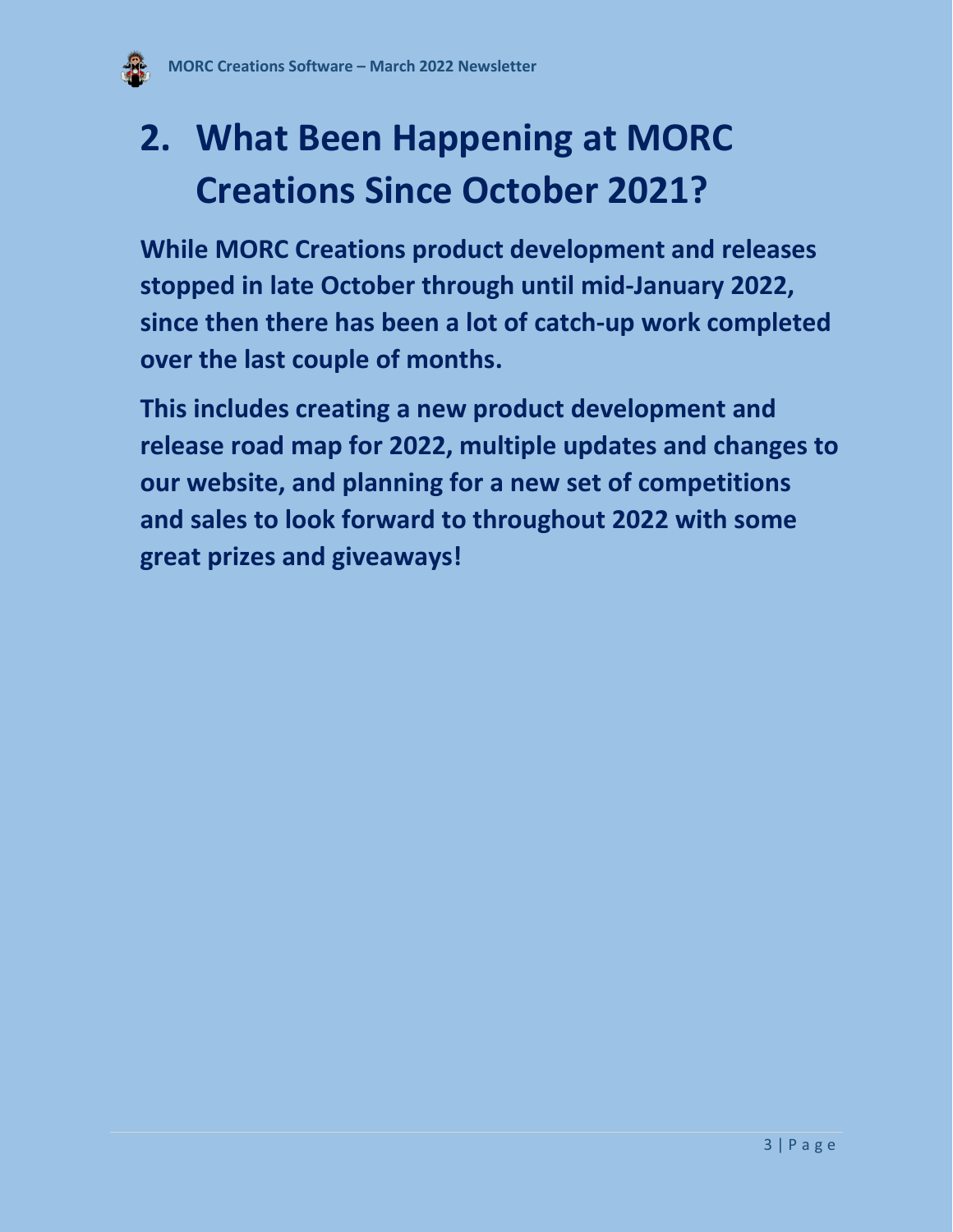## 2. What Been Happening at MORC Creations Since October 2021?

**While MORC Creations product development and releases stopped in late October through until mid-January 2022, since then there has been a lot of catch-up work completed over the last couple of months.**

**This includes creating a new product development and release road map for 2022, multiple updates and changes to our website, and planning for a new set of competitions and sales to look forward to throughout 2022 with some great prizes and giveaways!**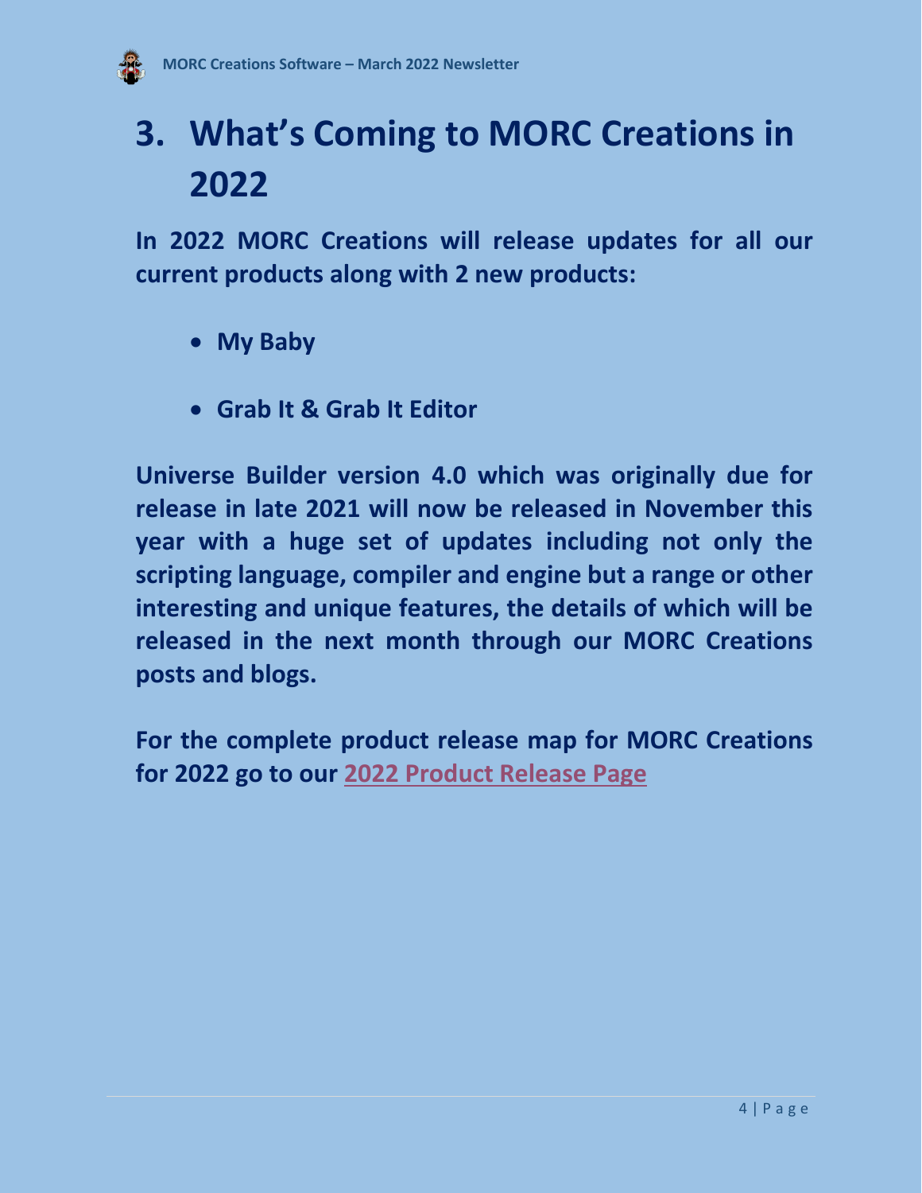# 3. What's Coming to MORC Creations in 2022

**In 2022 MORC Creations will release updates for all our current products along with 2 new products:**

- **My Baby**
- **Grab It & Grab It Editor**

**Universe Builder version 4.0 which was originally due for release in late 2021 will now be released in November this year with a huge set of updates including not only the scripting language, compiler and engine but a range or other interesting and unique features, the details of which will be released in the next month through our MORC Creations posts and blogs.**

**For the complete product release map for MORC Creations for 2022 go to our 2022 Product Release Page**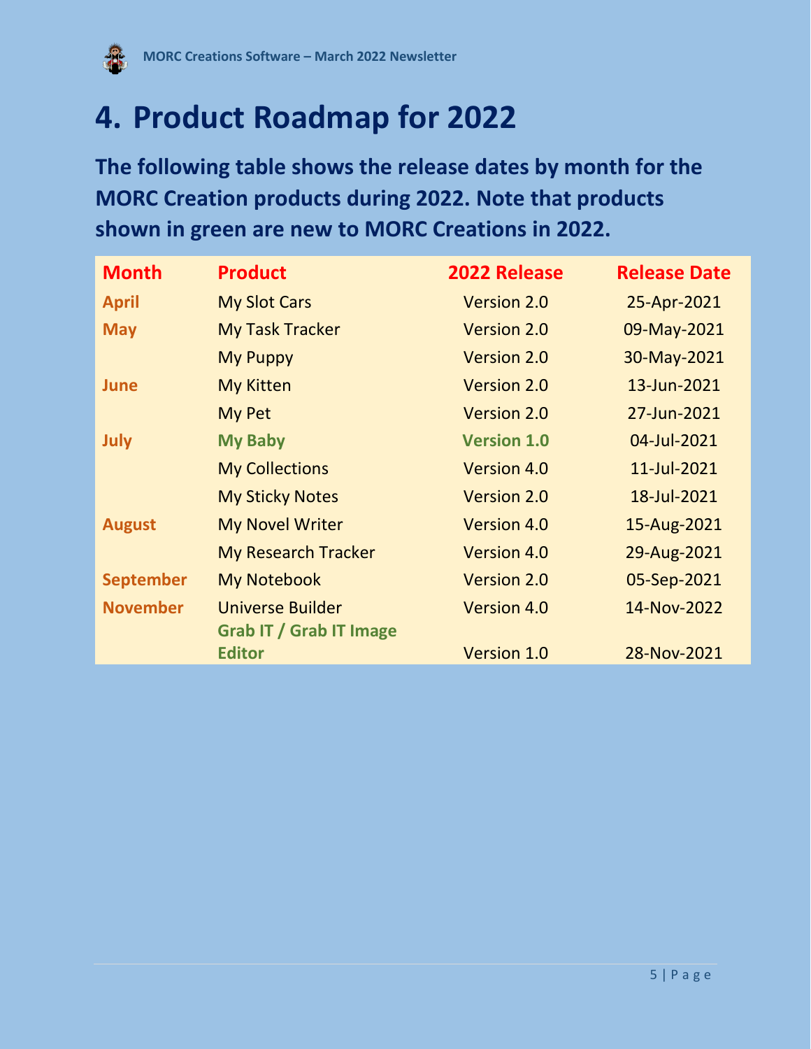# 4. Product Roadmap for 2022

**The following table shows the release dates by month for the MORC Creation products during 2022. Note that products shown in green are new to MORC Creations in 2022.**

| Month | Product | 2022 Release | Release Date |
|---|---|---|---|
| **April** | My Slot Cars | Version 2.0 | 25-Apr-2021 |
| **May** | My Task Tracker | Version 2.0 | 09-May-2021 |
| | My Puppy | Version 2.0 | 30-May-2021 |
| **June** | My Kitten | Version 2.0 | 13-Jun-2021 |
| | My Pet | Version 2.0 | 27-Jun-2021 |
| **July** | **My Baby** | **Version 1.0** | 04-Jul-2021 |
| | My Collections | Version 4.0 | 11-Jul-2021 |
| | My Sticky Notes | Version 2.0 | 18-Jul-2021 |
| **August** | My Novel Writer | Version 4.0 | 15-Aug-2021 |
| | My Research Tracker | Version 4.0 | 29-Aug-2021 |
| **September** | My Notebook | Version 2.0 | 05-Sep-2021 |
| **November** | Universe Builder | Version 4.0 | 14-Nov-2022 |
| | **Grab IT / Grab IT Image Editor** | Version 1.0 | 28-Nov-2021 |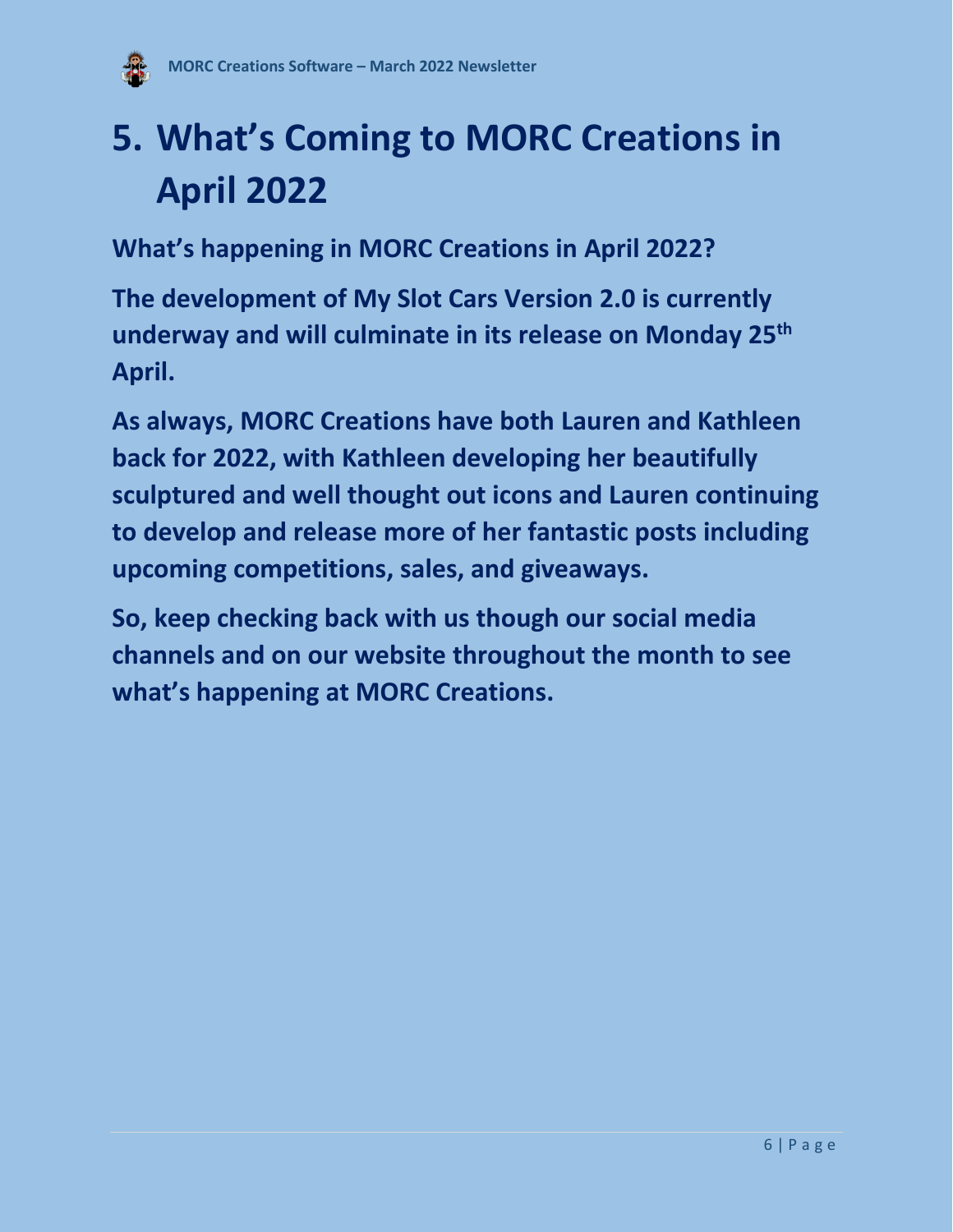# 5. What's Coming to MORC Creations in April 2022

**What's happening in MORC Creations in April 2022?**

**The development of My Slot Cars Version 2.0 is currently underway and will culminate in its release on Monday 25th April.**

**As always, MORC Creations have both Lauren and Kathleen back for 2022, with Kathleen developing her beautifully sculptured and well thought out icons and Lauren continuing to develop and release more of her fantastic posts including upcoming competitions, sales, and giveaways.**

**So, keep checking back with us though our social media channels and on our website throughout the month to see what's happening at MORC Creations.**